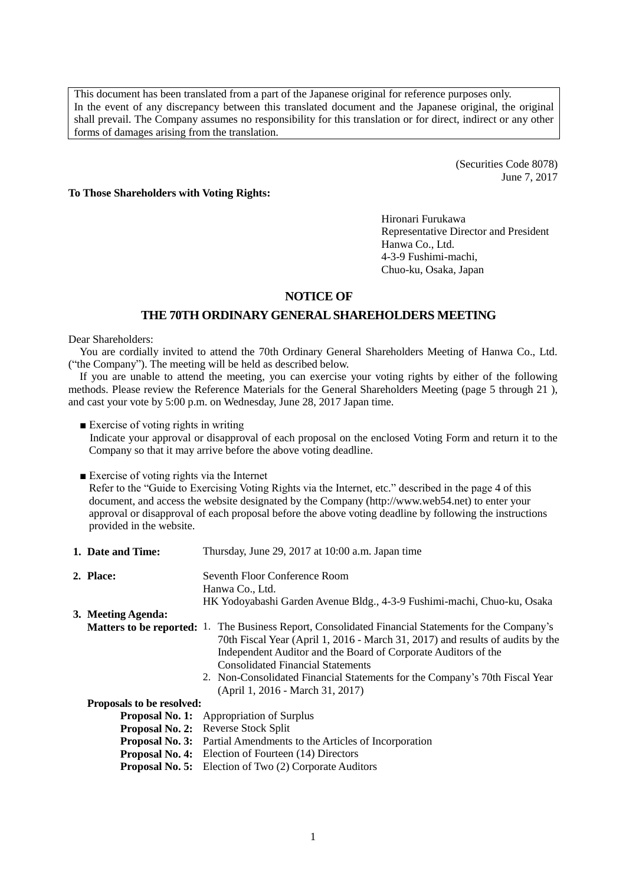This document has been translated from a part of the Japanese original for reference purposes only. In the event of any discrepancy between this translated document and the Japanese original, the original shall prevail. The Company assumes no responsibility for this translation or for direct, indirect or any other forms of damages arising from the translation.

(Securities Code 8078)
June 7, 2017

**To Those Shareholders with Voting Rights:**

Hironari Furukawa
Representative Director and President
Hanwa Co., Ltd.
4-3-9 Fushimi-machi,
Chuo-ku, Osaka, Japan

# NOTICE OF
# THE 70TH ORDINARY GENERAL SHAREHOLDERS MEETING

Dear Shareholders:

You are cordially invited to attend the 70th Ordinary General Shareholders Meeting of Hanwa Co., Ltd. ("the Company"). The meeting will be held as described below.

If you are unable to attend the meeting, you can exercise your voting rights by either of the following methods. Please review the Reference Materials for the General Shareholders Meeting (page 5 through 21 ), and cast your vote by 5:00 p.m. on Wednesday, June 28, 2017 Japan time.

- ■ Exercise of voting rights in writing
  Indicate your approval or disapproval of each proposal on the enclosed Voting Form and return it to the Company so that it may arrive before the above voting deadline.

- ■ Exercise of voting rights via the Internet
  Refer to the "Guide to Exercising Voting Rights via the Internet, etc." described in the page 4 of this document, and access the website designated by the Company (http://www.web54.net) to enter your approval or disapproval of each proposal before the above voting deadline by following the instructions provided in the website.

**1. Date and Time:** Thursday, June 29, 2017 at 10:00 a.m. Japan time

**2. Place:** Seventh Floor Conference Room
Hanwa Co., Ltd.
HK Yodoyabashi Garden Avenue Bldg., 4-3-9 Fushimi-machi, Chuo-ku, Osaka

**3. Meeting Agenda:**

**Matters to be reported:**

1. The Business Report, Consolidated Financial Statements for the Company's 70th Fiscal Year (April 1, 2016 - March 31, 2017) and results of audits by the Independent Auditor and the Board of Corporate Auditors of the Consolidated Financial Statements
2. Non-Consolidated Financial Statements for the Company's 70th Fiscal Year (April 1, 2016 - March 31, 2017)

**Proposals to be resolved:**

**Proposal No. 1:** Appropriation of Surplus
**Proposal No. 2:** Reverse Stock Split
**Proposal No. 3:** Partial Amendments to the Articles of Incorporation
**Proposal No. 4:** Election of Fourteen (14) Directors
**Proposal No. 5:** Election of Two (2) Corporate Auditors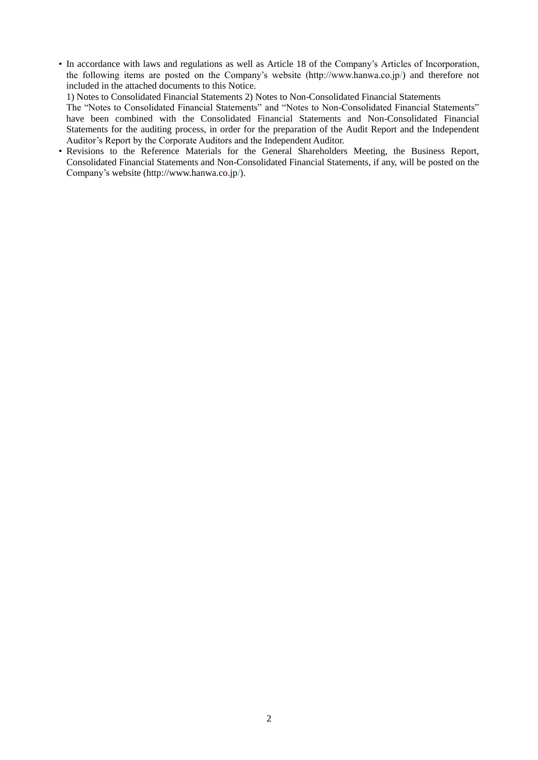- In accordance with laws and regulations as well as Article 18 of the Company's Articles of Incorporation, the following items are posted on the Company's website (http://www.hanwa.co.jp/) and therefore not included in the attached documents to this Notice.
  1) Notes to Consolidated Financial Statements 2) Notes to Non-Consolidated Financial Statements
  The "Notes to Consolidated Financial Statements" and "Notes to Non-Consolidated Financial Statements" have been combined with the Consolidated Financial Statements and Non-Consolidated Financial Statements for the auditing process, in order for the preparation of the Audit Report and the Independent Auditor's Report by the Corporate Auditors and the Independent Auditor.
- Revisions to the Reference Materials for the General Shareholders Meeting, the Business Report, Consolidated Financial Statements and Non-Consolidated Financial Statements, if any, will be posted on the Company's website (http://www.hanwa.co.jp/).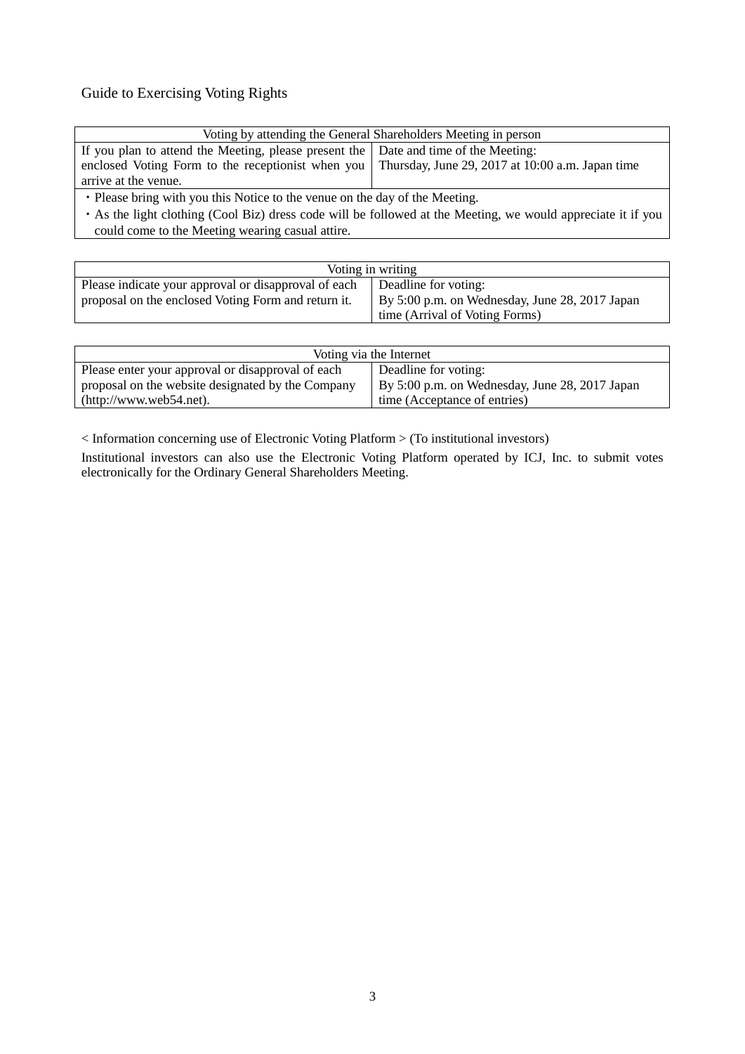## Guide to Exercising Voting Rights

| Voting by attending the General Shareholders Meeting in person | |
|---|---|
| If you plan to attend the Meeting, please present the enclosed Voting Form to the receptionist when you arrive at the venue. | Date and time of the Meeting:<br>Thursday, June 29, 2017 at 10:00 a.m. Japan time |
| ・Please bring with you this Notice to the venue on the day of the Meeting.<br>・As the light clothing (Cool Biz) dress code will be followed at the Meeting, we would appreciate it if you could come to the Meeting wearing casual attire. | |

| Voting in writing | |
|---|---|
| Please indicate your approval or disapproval of each proposal on the enclosed Voting Form and return it. | Deadline for voting:<br>By 5:00 p.m. on Wednesday, June 28, 2017 Japan time (Arrival of Voting Forms) |

| Voting via the Internet | |
|---|---|
| Please enter your approval or disapproval of each proposal on the website designated by the Company (http://www.web54.net). | Deadline for voting:<br>By 5:00 p.m. on Wednesday, June 28, 2017 Japan time (Acceptance of entries) |

< Information concerning use of Electronic Voting Platform > (To institutional investors)

Institutional investors can also use the Electronic Voting Platform operated by ICJ, Inc. to submit votes electronically for the Ordinary General Shareholders Meeting.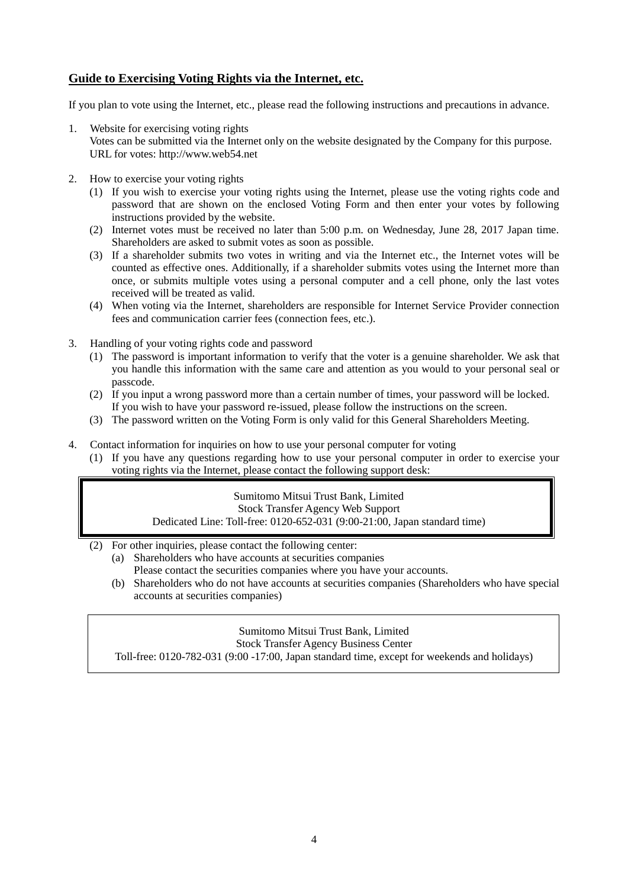## Guide to Exercising Voting Rights via the Internet, etc.

If you plan to vote using the Internet, etc., please read the following instructions and precautions in advance.

1. Website for exercising voting rights
   Votes can be submitted via the Internet only on the website designated by the Company for this purpose.
   URL for votes: http://www.web54.net

2. How to exercise your voting rights
   (1) If you wish to exercise your voting rights using the Internet, please use the voting rights code and password that are shown on the enclosed Voting Form and then enter your votes by following instructions provided by the website.
   (2) Internet votes must be received no later than 5:00 p.m. on Wednesday, June 28, 2017 Japan time. Shareholders are asked to submit votes as soon as possible.
   (3) If a shareholder submits two votes in writing and via the Internet etc., the Internet votes will be counted as effective ones. Additionally, if a shareholder submits votes using the Internet more than once, or submits multiple votes using a personal computer and a cell phone, only the last votes received will be treated as valid.
   (4) When voting via the Internet, shareholders are responsible for Internet Service Provider connection fees and communication carrier fees (connection fees, etc.).

3. Handling of your voting rights code and password
   (1) The password is important information to verify that the voter is a genuine shareholder. We ask that you handle this information with the same care and attention as you would to your personal seal or passcode.
   (2) If you input a wrong password more than a certain number of times, your password will be locked. If you wish to have your password re-issued, please follow the instructions on the screen.
   (3) The password written on the Voting Form is only valid for this General Shareholders Meeting.

4. Contact information for inquiries on how to use your personal computer for voting
   (1) If you have any questions regarding how to use your personal computer in order to exercise your voting rights via the Internet, please contact the following support desk:

   Sumitomo Mitsui Trust Bank, Limited
   Stock Transfer Agency Web Support
   Dedicated Line: Toll-free: 0120-652-031 (9:00-21:00, Japan standard time)

   (2) For other inquiries, please contact the following center:
      (a) Shareholders who have accounts at securities companies
          Please contact the securities companies where you have your accounts.
      (b) Shareholders who do not have accounts at securities companies (Shareholders who have special accounts at securities companies)

   Sumitomo Mitsui Trust Bank, Limited
   Stock Transfer Agency Business Center
   Toll-free: 0120-782-031 (9:00 -17:00, Japan standard time, except for weekends and holidays)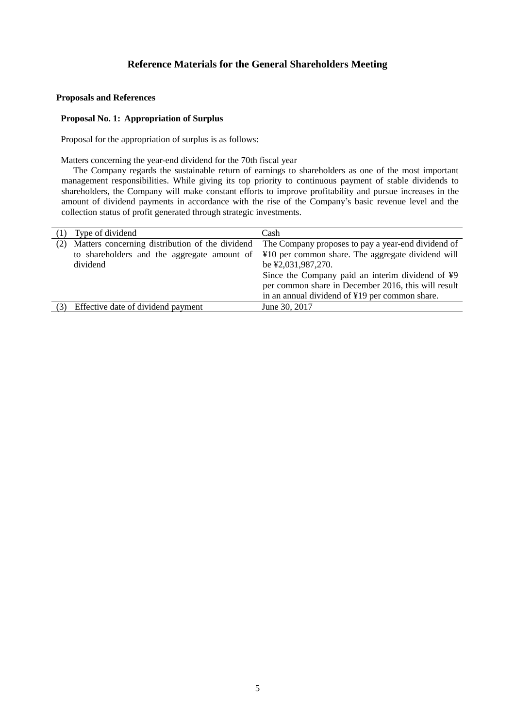# Reference Materials for the General Shareholders Meeting

**Proposals and References**

**Proposal No. 1: Appropriation of Surplus**

Proposal for the appropriation of surplus is as follows:

Matters concerning the year-end dividend for the 70th fiscal year

The Company regards the sustainable return of earnings to shareholders as one of the most important management responsibilities. While giving its top priority to continuous payment of stable dividends to shareholders, the Company will make constant efforts to improve profitability and pursue increases in the amount of dividend payments in accordance with the rise of the Company's basic revenue level and the collection status of profit generated through strategic investments.

| | |
|---|---|
| (1) Type of dividend | Cash |
| (2) Matters concerning distribution of the dividend to shareholders and the aggregate amount of dividend | The Company proposes to pay a year-end dividend of ¥10 per common share. The aggregate dividend will be ¥2,031,987,270.<br>Since the Company paid an interim dividend of ¥9 per common share in December 2016, this will result in an annual dividend of ¥19 per common share. |
| (3) Effective date of dividend payment | June 30, 2017 |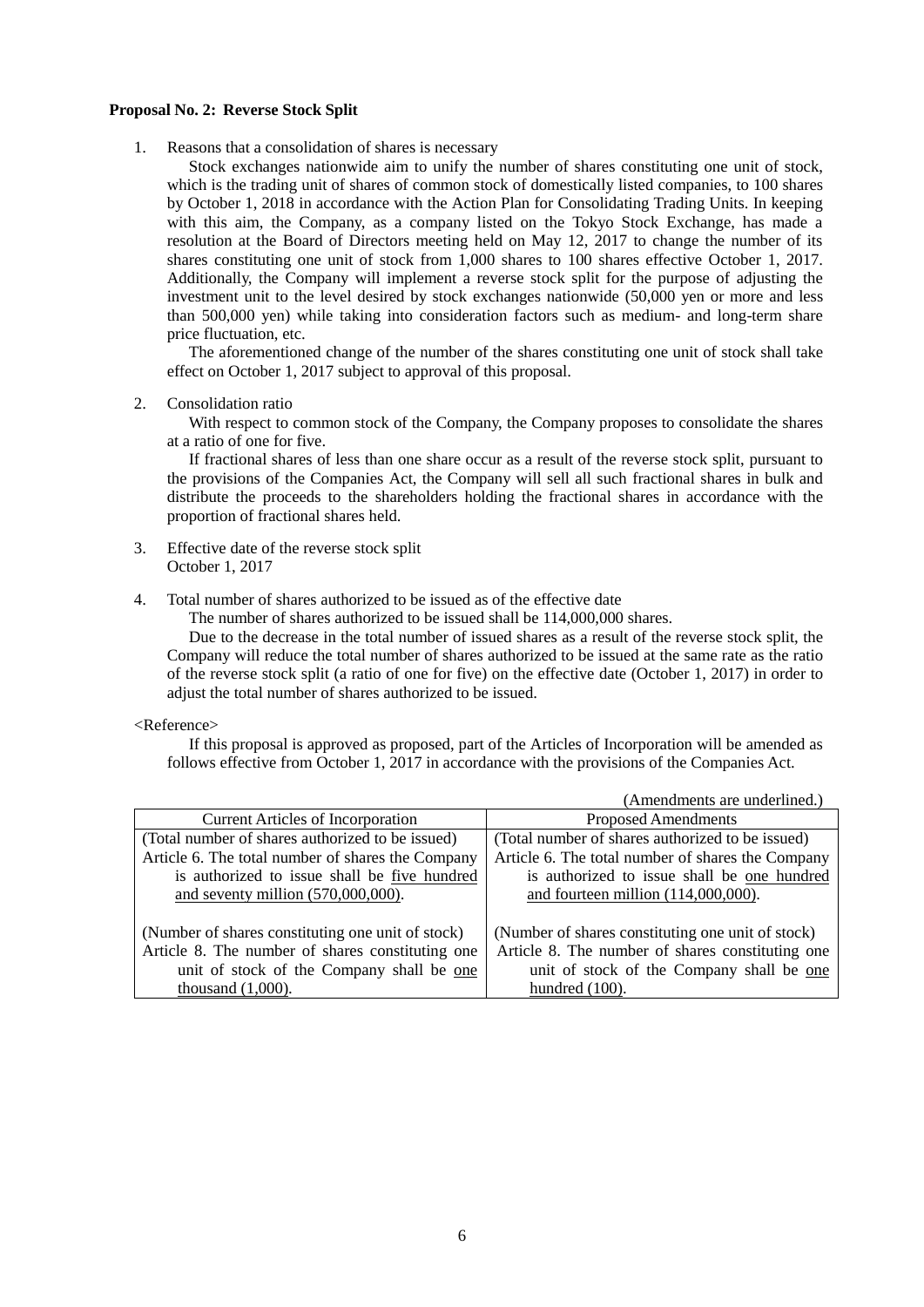**Proposal No. 2: Reverse Stock Split**

1. Reasons that a consolidation of shares is necessary

   Stock exchanges nationwide aim to unify the number of shares constituting one unit of stock, which is the trading unit of shares of common stock of domestically listed companies, to 100 shares by October 1, 2018 in accordance with the Action Plan for Consolidating Trading Units. In keeping with this aim, the Company, as a company listed on the Tokyo Stock Exchange, has made a resolution at the Board of Directors meeting held on May 12, 2017 to change the number of its shares constituting one unit of stock from 1,000 shares to 100 shares effective October 1, 2017. Additionally, the Company will implement a reverse stock split for the purpose of adjusting the investment unit to the level desired by stock exchanges nationwide (50,000 yen or more and less than 500,000 yen) while taking into consideration factors such as medium- and long-term share price fluctuation, etc.

   The aforementioned change of the number of the shares constituting one unit of stock shall take effect on October 1, 2017 subject to approval of this proposal.

2. Consolidation ratio

   With respect to common stock of the Company, the Company proposes to consolidate the shares at a ratio of one for five.

   If fractional shares of less than one share occur as a result of the reverse stock split, pursuant to the provisions of the Companies Act, the Company will sell all such fractional shares in bulk and distribute the proceeds to the shareholders holding the fractional shares in accordance with the proportion of fractional shares held.

3. Effective date of the reverse stock split

   October 1, 2017

4. Total number of shares authorized to be issued as of the effective date

   The number of shares authorized to be issued shall be 114,000,000 shares.

   Due to the decrease in the total number of issued shares as a result of the reverse stock split, the Company will reduce the total number of shares authorized to be issued at the same rate as the ratio of the reverse stock split (a ratio of one for five) on the effective date (October 1, 2017) in order to adjust the total number of shares authorized to be issued.

<Reference>

If this proposal is approved as proposed, part of the Articles of Incorporation will be amended as follows effective from October 1, 2017 in accordance with the provisions of the Companies Act.

(Amendments are underlined.)

| Current Articles of Incorporation | Proposed Amendments |
|---|---|
| (Total number of shares authorized to be issued)<br>Article 6. The total number of shares the Company is authorized to issue shall be <u>five hundred and seventy million (570,000,000)</u>. | (Total number of shares authorized to be issued)<br>Article 6. The total number of shares the Company is authorized to issue shall be <u>one hundred and fourteen million (114,000,000)</u>. |
| (Number of shares constituting one unit of stock)<br>Article 8. The number of shares constituting one unit of stock of the Company shall be <u>one thousand (1,000)</u>. | (Number of shares constituting one unit of stock)<br>Article 8. The number of shares constituting one unit of stock of the Company shall be <u>one hundred (100)</u>. |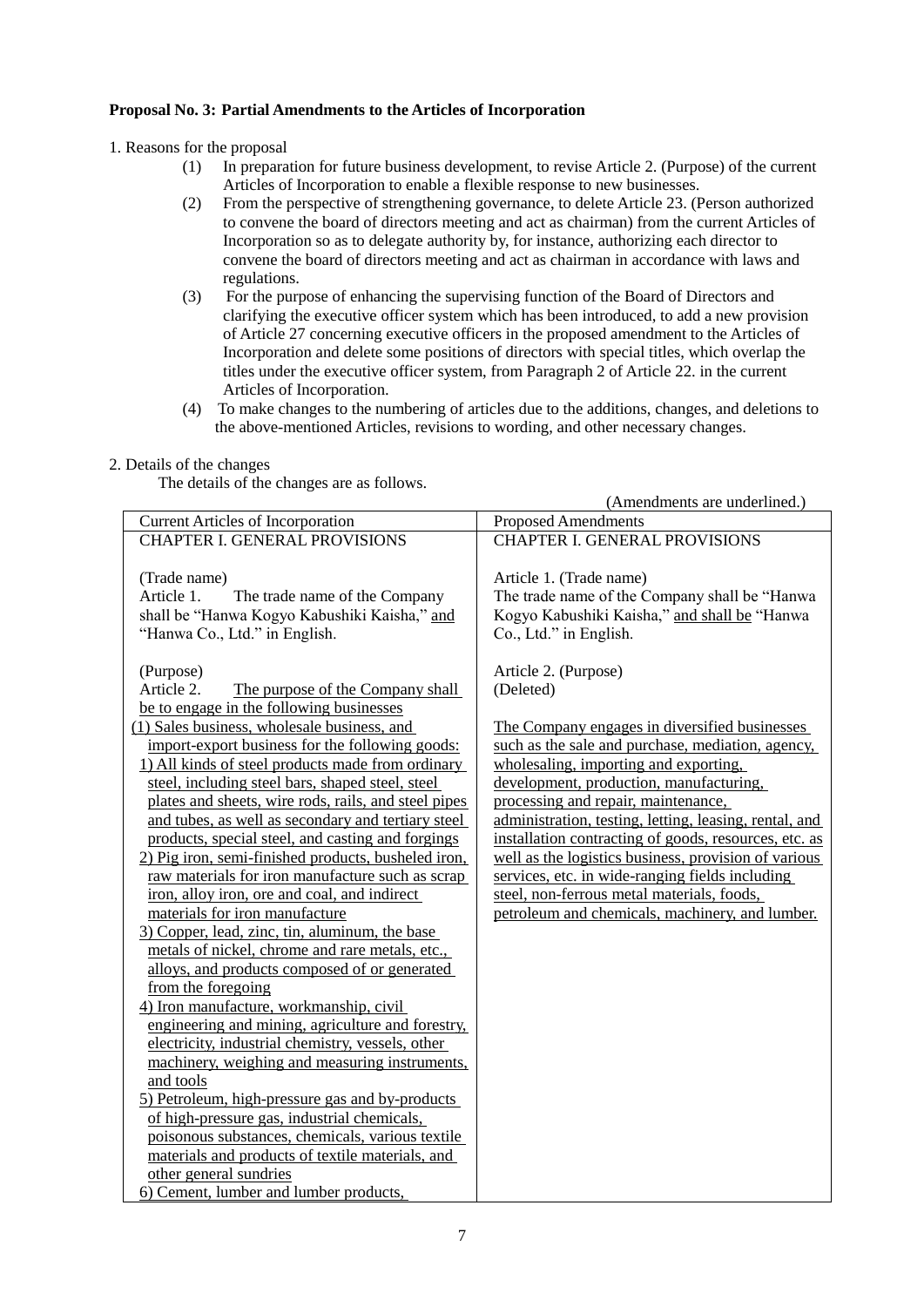**Proposal No. 3: Partial Amendments to the Articles of Incorporation**

1. Reasons for the proposal
   (1) In preparation for future business development, to revise Article 2. (Purpose) of the current Articles of Incorporation to enable a flexible response to new businesses.
   (2) From the perspective of strengthening governance, to delete Article 23. (Person authorized to convene the board of directors meeting and act as chairman) from the current Articles of Incorporation so as to delegate authority by, for instance, authorizing each director to convene the board of directors meeting and act as chairman in accordance with laws and regulations.
   (3) For the purpose of enhancing the supervising function of the Board of Directors and clarifying the executive officer system which has been introduced, to add a new provision of Article 27 concerning executive officers in the proposed amendment to the Articles of Incorporation and delete some positions of directors with special titles, which overlap the titles under the executive officer system, from Paragraph 2 of Article 22. in the current Articles of Incorporation.
   (4) To make changes to the numbering of articles due to the additions, changes, and deletions to the above-mentioned Articles, revisions to wording, and other necessary changes.

2. Details of the changes
   The details of the changes are as follows.

(Amendments are underlined.)

| Current Articles of Incorporation | Proposed Amendments |
|---|---|
| CHAPTER I. GENERAL PROVISIONS | CHAPTER I. GENERAL PROVISIONS |
| (Trade name)<br>Article 1. The trade name of the Company shall be "Hanwa Kogyo Kabushiki Kaisha," <u>and</u> "Hanwa Co., Ltd." in English. | Article 1. (Trade name)<br>The trade name of the Company shall be "Hanwa Kogyo Kabushiki Kaisha," <u>and shall be</u> "Hanwa Co., Ltd." in English. |
| (Purpose)<br>Article 2. <u>The purpose of the Company shall be to engage in the following businesses</u><br><u>(1) Sales business, wholesale business, and import-export business for the following goods:</u><br><u>1) All kinds of steel products made from ordinary steel, including steel bars, shaped steel, steel plates and sheets, wire rods, rails, and steel pipes and tubes, as well as secondary and tertiary steel products, special steel, and casting and forgings</u><br><u>2) Pig iron, semi-finished products, busheled iron, raw materials for iron manufacture such as scrap iron, alloy iron, ore and coal, and indirect materials for iron manufacture</u><br><u>3) Copper, lead, zinc, tin, aluminum, the base metals of nickel, chrome and rare metals, etc., alloys, and products composed of or generated from the foregoing</u><br><u>4) Iron manufacture, workmanship, civil engineering and mining, agriculture and forestry, electricity, industrial chemistry, vessels, other machinery, weighing and measuring instruments, and tools</u><br><u>5) Petroleum, high-pressure gas and by-products of high-pressure gas, industrial chemicals, poisonous substances, chemicals, various textile materials and products of textile materials, and other general sundries</u><br><u>6) Cement, lumber and lumber products,</u> | Article 2. (Purpose)<br>(Deleted)<br><br><u>The Company engages in diversified businesses such as the sale and purchase, mediation, agency, wholesaling, importing and exporting, development, production, manufacturing, processing and repair, maintenance, administration, testing, letting, leasing, rental, and installation contracting of goods, resources, etc. as well as the logistics business, provision of various services, etc. in wide-ranging fields including steel, non-ferrous metal materials, foods, petroleum and chemicals, machinery, and lumber.</u> |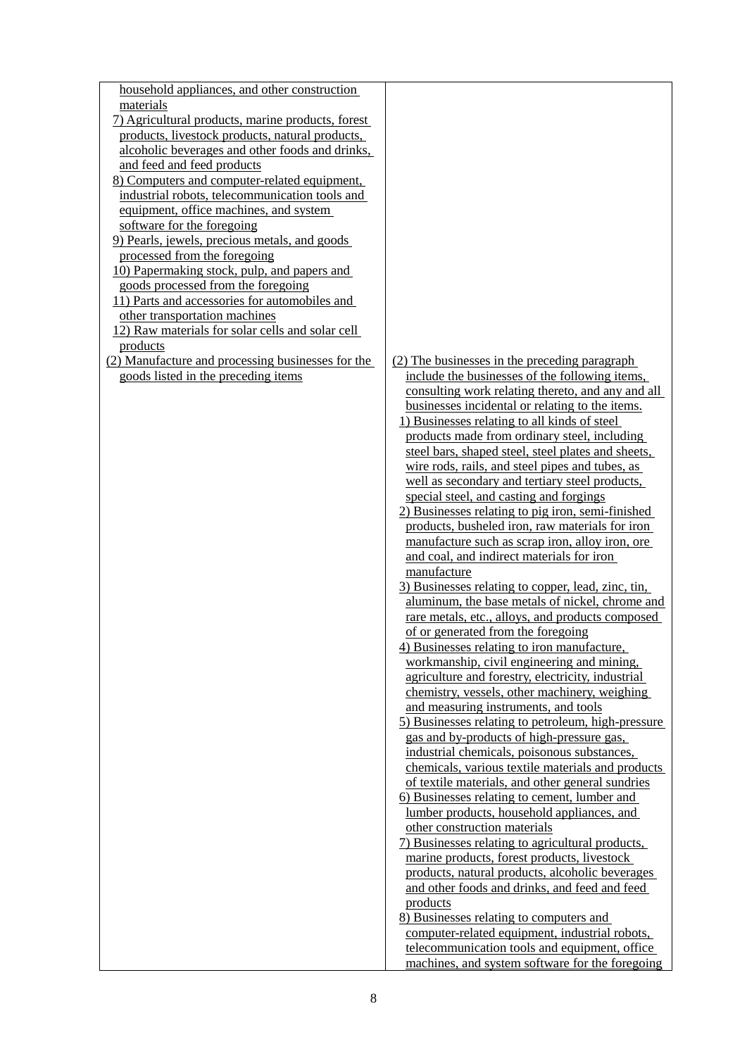| | |
|---|---|
| household appliances, and other construction materials<br>7) Agricultural products, marine products, forest products, livestock products, natural products, alcoholic beverages and other foods and drinks, and feed and feed products<br>8) Computers and computer-related equipment, industrial robots, telecommunication tools and equipment, office machines, and system software for the foregoing<br>9) Pearls, jewels, precious metals, and goods processed from the foregoing<br>10) Papermaking stock, pulp, and papers and goods processed from the foregoing<br>11) Parts and accessories for automobiles and other transportation machines<br>12) Raw materials for solar cells and solar cell products | |
| (2) Manufacture and processing businesses for the goods listed in the preceding items | (2) The businesses in the preceding paragraph include the businesses of the following items, consulting work relating thereto, and any and all businesses incidental or relating to the items.<br>1) Businesses relating to all kinds of steel products made from ordinary steel, including steel bars, shaped steel, steel plates and sheets, wire rods, rails, and steel pipes and tubes, as well as secondary and tertiary steel products, special steel, and casting and forgings<br>2) Businesses relating to pig iron, semi-finished products, busheled iron, raw materials for iron manufacture such as scrap iron, alloy iron, ore and coal, and indirect materials for iron manufacture<br>3) Businesses relating to copper, lead, zinc, tin, aluminum, the base metals of nickel, chrome and rare metals, etc., alloys, and products composed of or generated from the foregoing<br>4) Businesses relating to iron manufacture, workmanship, civil engineering and mining, agriculture and forestry, electricity, industrial chemistry, vessels, other machinery, weighing and measuring instruments, and tools<br>5) Businesses relating to petroleum, high-pressure gas and by-products of high-pressure gas, industrial chemicals, poisonous substances, chemicals, various textile materials and products of textile materials, and other general sundries<br>6) Businesses relating to cement, lumber and lumber products, household appliances, and other construction materials<br>7) Businesses relating to agricultural products, marine products, forest products, livestock products, natural products, alcoholic beverages and other foods and drinks, and feed and feed products<br>8) Businesses relating to computers and computer-related equipment, industrial robots, telecommunication tools and equipment, office machines, and system software for the foregoing |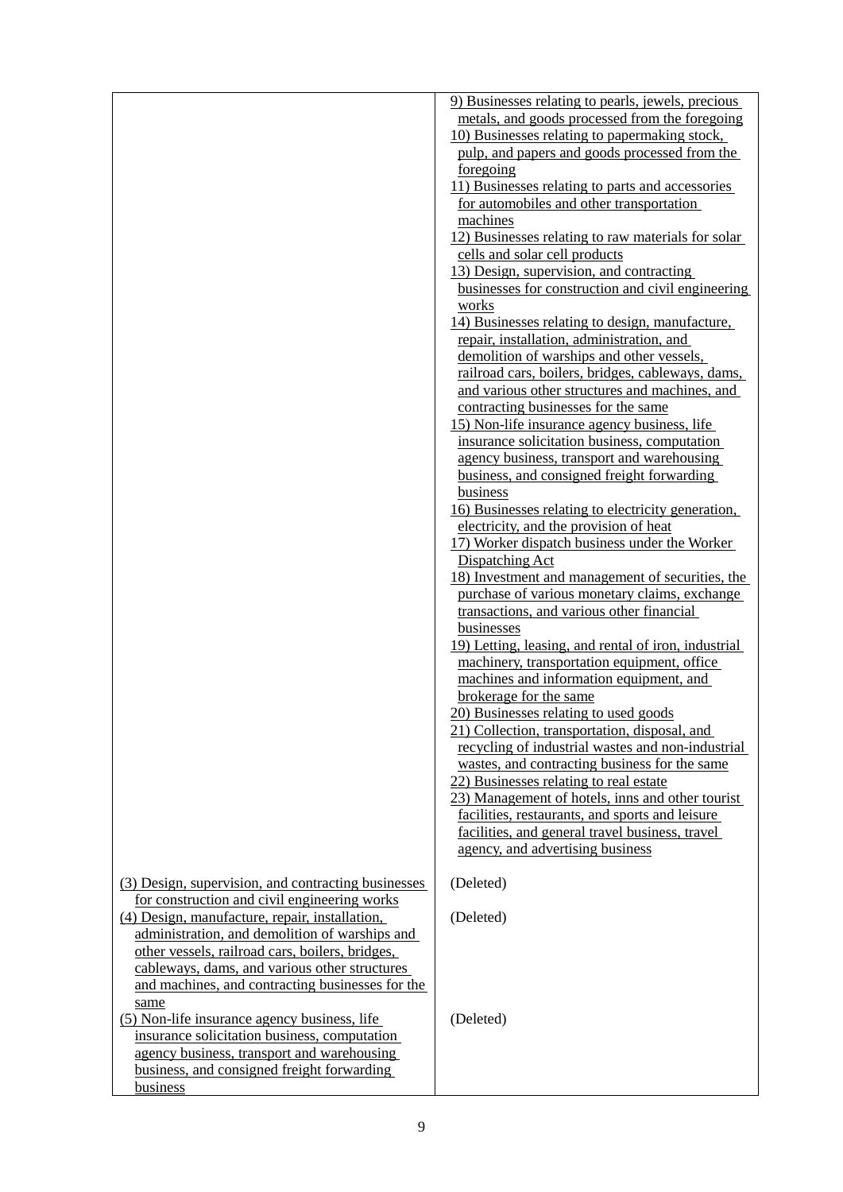| | |
|---|---|
| | 9) Businesses relating to pearls, jewels, precious metals, and goods processed from the foregoing<br>10) Businesses relating to papermaking stock, pulp, and papers and goods processed from the foregoing<br>11) Businesses relating to parts and accessories for automobiles and other transportation machines<br>12) Businesses relating to raw materials for solar cells and solar cell products<br>13) Design, supervision, and contracting businesses for construction and civil engineering works<br>14) Businesses relating to design, manufacture, repair, installation, administration, and demolition of warships and other vessels, railroad cars, boilers, bridges, cableways, dams, and various other structures and machines, and contracting businesses for the same<br>15) Non-life insurance agency business, life insurance solicitation business, computation agency business, transport and warehousing business, and consigned freight forwarding business<br>16) Businesses relating to electricity generation, electricity, and the provision of heat<br>17) Worker dispatch business under the Worker Dispatching Act<br>18) Investment and management of securities, the purchase of various monetary claims, exchange transactions, and various other financial businesses<br>19) Letting, leasing, and rental of iron, industrial machinery, transportation equipment, office machines and information equipment, and brokerage for the same<br>20) Businesses relating to used goods<br>21) Collection, transportation, disposal, and recycling of industrial wastes and non-industrial wastes, and contracting business for the same<br>22) Businesses relating to real estate<br>23) Management of hotels, inns and other tourist facilities, restaurants, and sports and leisure facilities, and general travel business, travel agency, and advertising business |
| (3) Design, supervision, and contracting businesses for construction and civil engineering works | (Deleted) |
| (4) Design, manufacture, repair, installation, administration, and demolition of warships and other vessels, railroad cars, boilers, bridges, cableways, dams, and various other structures and machines, and contracting businesses for the same | (Deleted) |
| (5) Non-life insurance agency business, life insurance solicitation business, computation agency business, transport and warehousing business, and consigned freight forwarding business | (Deleted) |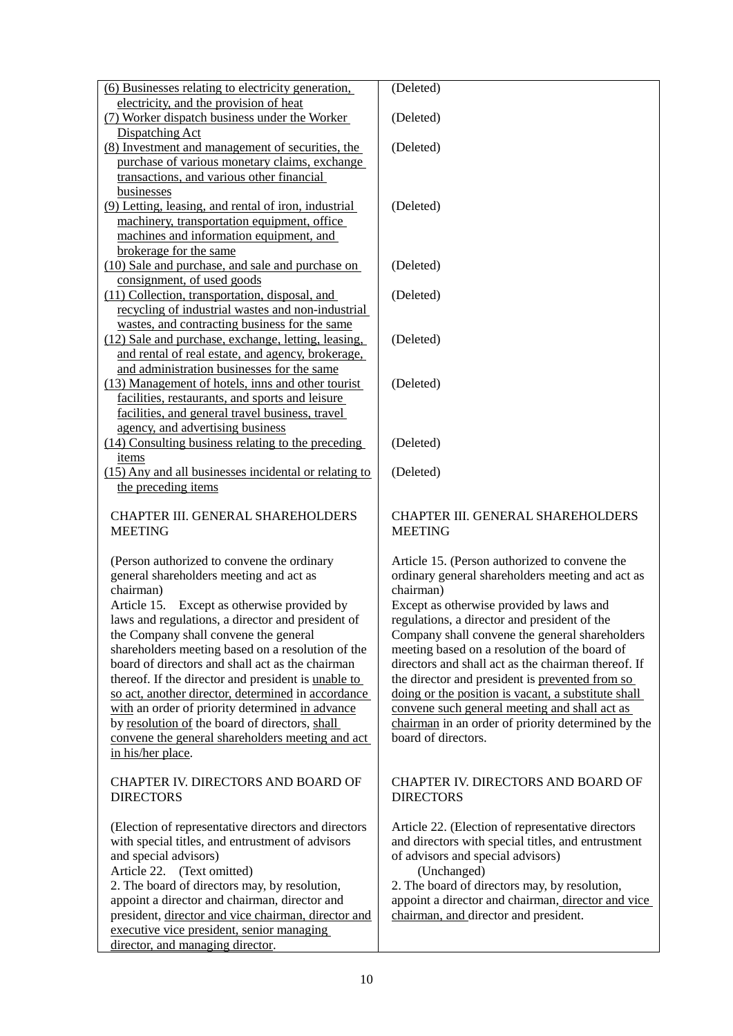| | |
|---|---|
| (6) Businesses relating to electricity generation, electricity, and the provision of heat | (Deleted) |
| (7) Worker dispatch business under the Worker Dispatching Act | (Deleted) |
| (8) Investment and management of securities, the purchase of various monetary claims, exchange transactions, and various other financial businesses | (Deleted) |
| (9) Letting, leasing, and rental of iron, industrial machinery, transportation equipment, office machines and information equipment, and brokerage for the same | (Deleted) |
| (10) Sale and purchase, and sale and purchase on consignment, of used goods | (Deleted) |
| (11) Collection, transportation, disposal, and recycling of industrial wastes and non-industrial wastes, and contracting business for the same | (Deleted) |
| (12) Sale and purchase, exchange, letting, leasing, and rental of real estate, and agency, brokerage, and administration businesses for the same | (Deleted) |
| (13) Management of hotels, inns and other tourist facilities, restaurants, and sports and leisure facilities, and general travel business, travel agency, and advertising business | (Deleted) |
| (14) Consulting business relating to the preceding items | (Deleted) |
| (15) Any and all businesses incidental or relating to the preceding items | (Deleted) |
| CHAPTER III. GENERAL SHAREHOLDERS MEETING | CHAPTER III. GENERAL SHAREHOLDERS MEETING |
| (Person authorized to convene the ordinary general shareholders meeting and act as chairman)<br>Article 15. Except as otherwise provided by laws and regulations, a director and president of the Company shall convene the general shareholders meeting based on a resolution of the board of directors and shall act as the chairman thereof. If the director and president is unable to so act, another director, determined in accordance with an order of priority determined in advance by resolution of the board of directors, shall convene the general shareholders meeting and act in his/her place. | Article 15. (Person authorized to convene the ordinary general shareholders meeting and act as chairman)<br>Except as otherwise provided by laws and regulations, a director and president of the Company shall convene the general shareholders meeting based on a resolution of the board of directors and shall act as the chairman thereof. If the director and president is prevented from so doing or the position is vacant, a substitute shall convene such general meeting and shall act as chairman in an order of priority determined by the board of directors. |
| CHAPTER IV. DIRECTORS AND BOARD OF DIRECTORS | CHAPTER IV. DIRECTORS AND BOARD OF DIRECTORS |
| (Election of representative directors and directors with special titles, and entrustment of advisors and special advisors)<br>Article 22. (Text omitted)<br>2. The board of directors may, by resolution, appoint a director and chairman, director and president, director and vice chairman, director and executive vice president, senior managing director, and managing director. | Article 22. (Election of representative directors and directors with special titles, and entrustment of advisors and special advisors)<br>(Unchanged)<br>2. The board of directors may, by resolution, appoint a director and chairman, director and vice chairman, and director and president. |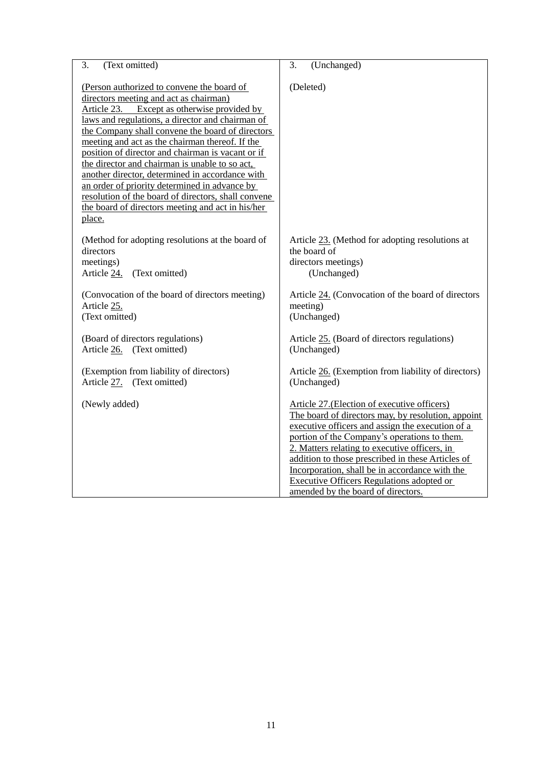| | |
|---|---|
| 3. (Text omitted) | 3. (Unchanged) |
| (Person authorized to convene the board of directors meeting and act as chairman)<br>Article 23. Except as otherwise provided by laws and regulations, a director and chairman of the Company shall convene the board of directors meeting and act as the chairman thereof. If the position of director and chairman is vacant or if the director and chairman is unable to so act, another director, determined in accordance with an order of priority determined in advance by resolution of the board of directors, shall convene the board of directors meeting and act in his/her place. | (Deleted) |
| (Method for adopting resolutions at the board of directors meetings)<br>Article 24. (Text omitted) | Article 23. (Method for adopting resolutions at the board of directors meetings)<br>(Unchanged) |
| (Convocation of the board of directors meeting)<br>Article 25.<br>(Text omitted) | Article 24. (Convocation of the board of directors meeting)<br>(Unchanged) |
| (Board of directors regulations)<br>Article 26. (Text omitted) | Article 25. (Board of directors regulations)<br>(Unchanged) |
| (Exemption from liability of directors)<br>Article 27. (Text omitted) | Article 26. (Exemption from liability of directors)<br>(Unchanged) |
| (Newly added) | Article 27.(Election of executive officers)<br>The board of directors may, by resolution, appoint executive officers and assign the execution of a portion of the Company's operations to them.<br>2. Matters relating to executive officers, in addition to those prescribed in these Articles of Incorporation, shall be in accordance with the Executive Officers Regulations adopted or amended by the board of directors. |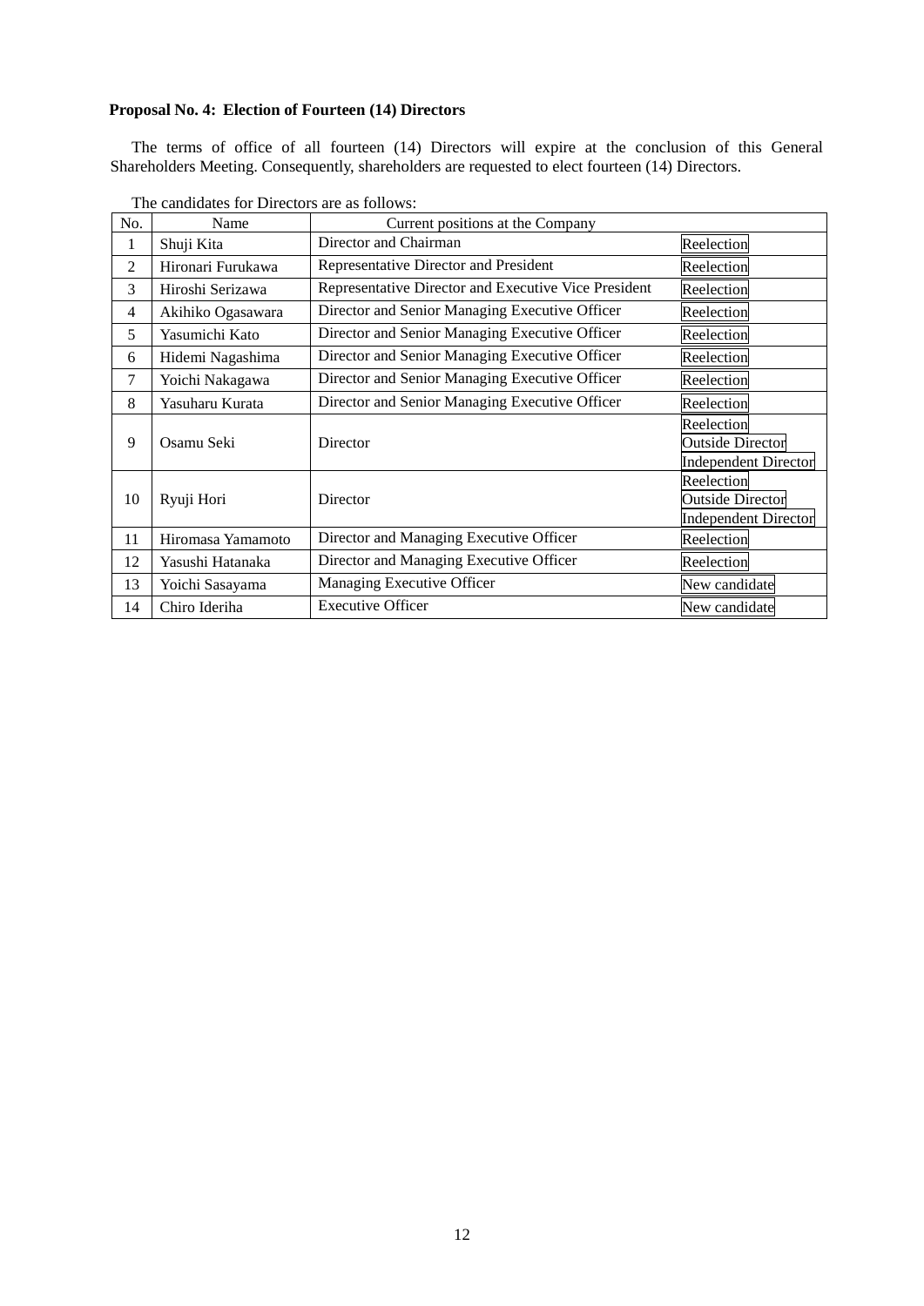**Proposal No. 4: Election of Fourteen (14) Directors**

The terms of office of all fourteen (14) Directors will expire at the conclusion of this General Shareholders Meeting. Consequently, shareholders are requested to elect fourteen (14) Directors.

The candidates for Directors are as follows:

| No. | Name | Current positions at the Company | |
|---|---|---|---|
| 1 | Shuji Kita | Director and Chairman | Reelection |
| 2 | Hironari Furukawa | Representative Director and President | Reelection |
| 3 | Hiroshi Serizawa | Representative Director and Executive Vice President | Reelection |
| 4 | Akihiko Ogasawara | Director and Senior Managing Executive Officer | Reelection |
| 5 | Yasumichi Kato | Director and Senior Managing Executive Officer | Reelection |
| 6 | Hidemi Nagashima | Director and Senior Managing Executive Officer | Reelection |
| 7 | Yoichi Nakagawa | Director and Senior Managing Executive Officer | Reelection |
| 8 | Yasuharu Kurata | Director and Senior Managing Executive Officer | Reelection |
| 9 | Osamu Seki | Director | Reelection<br>Outside Director<br>Independent Director |
| 10 | Ryuji Hori | Director | Reelection<br>Outside Director<br>Independent Director |
| 11 | Hiromasa Yamamoto | Director and Managing Executive Officer | Reelection |
| 12 | Yasushi Hatanaka | Director and Managing Executive Officer | Reelection |
| 13 | Yoichi Sasayama | Managing Executive Officer | New candidate |
| 14 | Chiro Ideriha | Executive Officer | New candidate |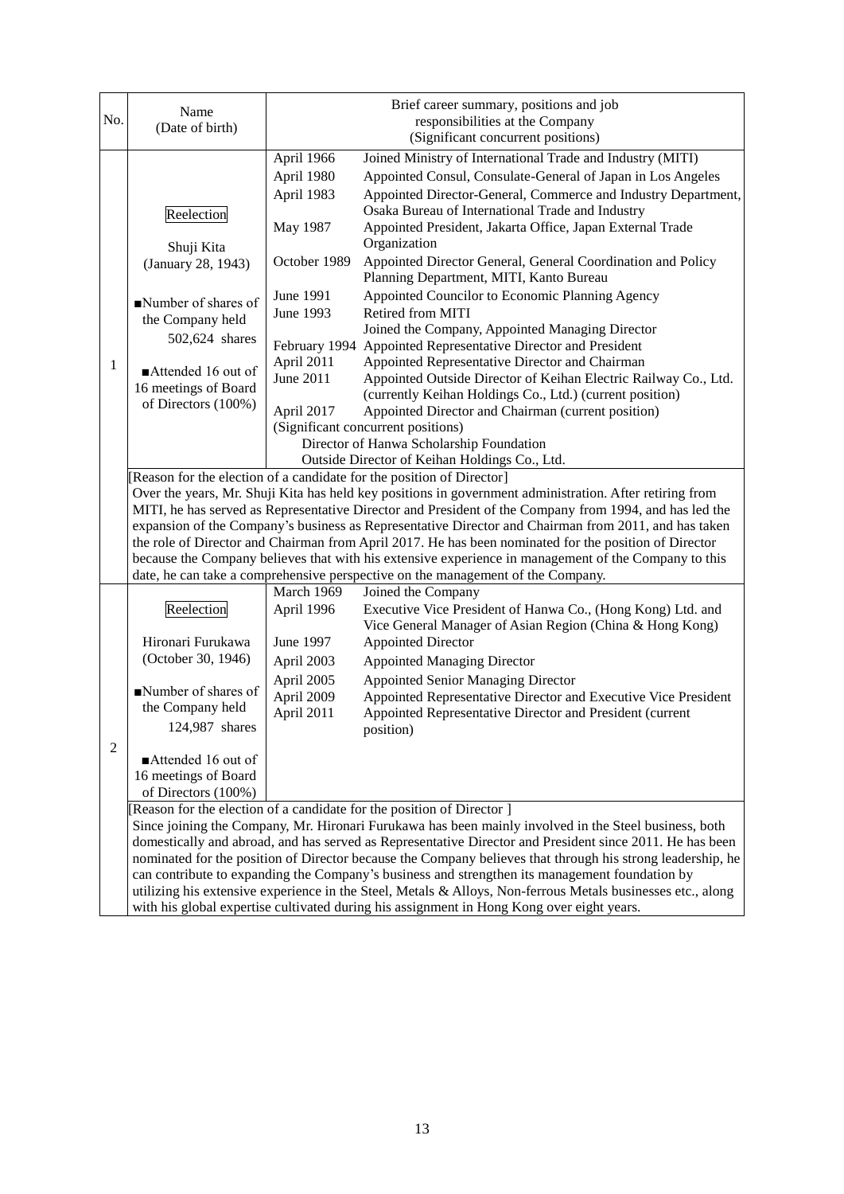| No. | Name (Date of birth) | Brief career summary, positions and job responsibilities at the Company (Significant concurrent positions) | |
|---|---|---|---|
| 1 | Reelection<br><br>Shuji Kita<br>(January 28, 1943)<br><br>■Number of shares of the Company held<br>502,624 shares<br><br>■Attended 16 out of 16 meetings of Board of Directors (100%) | April 1966 | Joined Ministry of International Trade and Industry (MITI) |
| | | April 1980 | Appointed Consul, Consulate-General of Japan in Los Angeles |
| | | April 1983 | Appointed Director-General, Commerce and Industry Department, Osaka Bureau of International Trade and Industry |
| | | May 1987 | Appointed President, Jakarta Office, Japan External Trade Organization |
| | | October 1989 | Appointed Director General, General Coordination and Policy Planning Department, MITI, Kanto Bureau |
| | | June 1991 | Appointed Councilor to Economic Planning Agency |
| | | June 1993 | Retired from MITI<br>Joined the Company, Appointed Managing Director |
| | | February 1994 | Appointed Representative Director and President |
| | | April 2011 | Appointed Representative Director and Chairman |
| | | June 2011 | Appointed Outside Director of Keihan Electric Railway Co., Ltd. (currently Keihan Holdings Co., Ltd.) (current position) |
| | | April 2017 | Appointed Director and Chairman (current position) |
| | | (Significant concurrent positions)<br>Director of Hanwa Scholarship Foundation<br>Outside Director of Keihan Holdings Co., Ltd. | |
| | [Reason for the election of a candidate for the position of Director]<br>Over the years, Mr. Shuji Kita has held key positions in government administration. After retiring from MITI, he has served as Representative Director and President of the Company from 1994, and has led the expansion of the Company's business as Representative Director and Chairman from 2011, and has taken the role of Director and Chairman from April 2017. He has been nominated for the position of Director because the Company believes that with his extensive experience in management of the Company to this date, he can take a comprehensive perspective on the management of the Company. | | |
| 2 | Reelection<br><br>Hironari Furukawa<br>(October 30, 1946)<br><br>■Number of shares of the Company held<br>124,987 shares<br><br>■Attended 16 out of 16 meetings of Board of Directors (100%) | March 1969 | Joined the Company |
| | | April 1996 | Executive Vice President of Hanwa Co., (Hong Kong) Ltd. and Vice General Manager of Asian Region (China & Hong Kong) |
| | | June 1997 | Appointed Director |
| | | April 2003 | Appointed Managing Director |
| | | April 2005 | Appointed Senior Managing Director |
| | | April 2009 | Appointed Representative Director and Executive Vice President |
| | | April 2011 | Appointed Representative Director and President (current position) |
| | [Reason for the election of a candidate for the position of Director ]<br>Since joining the Company, Mr. Hironari Furukawa has been mainly involved in the Steel business, both domestically and abroad, and has served as Representative Director and President since 2011. He has been nominated for the position of Director because the Company believes that through his strong leadership, he can contribute to expanding the Company's business and strengthen its management foundation by utilizing his extensive experience in the Steel, Metals & Alloys, Non-ferrous Metals businesses etc., along with his global expertise cultivated during his assignment in Hong Kong over eight years. | | |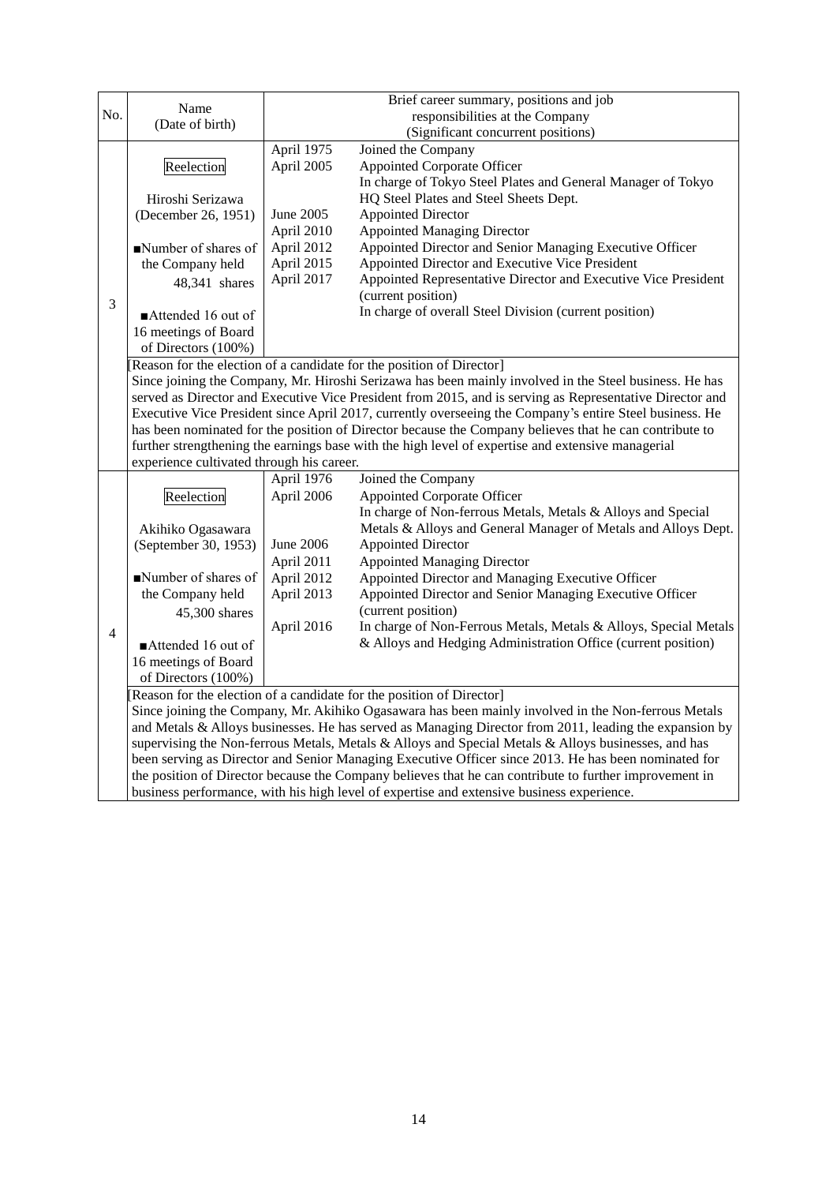| No. | Name (Date of birth) | Brief career summary, positions and job responsibilities at the Company (Significant concurrent positions) | |
|---|---|---|---|
| 3 | Reelection<br><br>Hiroshi Serizawa<br>(December 26, 1951)<br><br>■Number of shares of the Company held<br>48,341 shares<br><br>■Attended 16 out of 16 meetings of Board of Directors (100%) | April 1975<br>April 2005<br><br><br>June 2005<br>April 2010<br>April 2012<br>April 2015<br>April 2017 | Joined the Company<br>Appointed Corporate Officer<br>In charge of Tokyo Steel Plates and General Manager of Tokyo HQ Steel Plates and Steel Sheets Dept.<br>Appointed Director<br>Appointed Managing Director<br>Appointed Director and Senior Managing Executive Officer<br>Appointed Director and Executive Vice President<br>Appointed Representative Director and Executive Vice President (current position)<br>In charge of overall Steel Division (current position) |
| | [Reason for the election of a candidate for the position of Director]<br>Since joining the Company, Mr. Hiroshi Serizawa has been mainly involved in the Steel business. He has served as Director and Executive Vice President from 2015, and is serving as Representative Director and Executive Vice President since April 2017, currently overseeing the Company's entire Steel business. He has been nominated for the position of Director because the Company believes that he can contribute to further strengthening the earnings base with the high level of expertise and extensive managerial experience cultivated through his career. | | |
| 4 | Reelection<br><br>Akihiko Ogasawara<br>(September 30, 1953)<br><br>■Number of shares of the Company held<br>45,300 shares<br><br>■Attended 16 out of 16 meetings of Board of Directors (100%) | April 1976<br>April 2006<br><br><br>June 2006<br>April 2011<br>April 2012<br>April 2013<br><br>April 2016 | Joined the Company<br>Appointed Corporate Officer<br>In charge of Non-ferrous Metals, Metals & Alloys and Special Metals & Alloys and General Manager of Metals and Alloys Dept.<br>Appointed Director<br>Appointed Managing Director<br>Appointed Director and Managing Executive Officer<br>Appointed Director and Senior Managing Executive Officer (current position)<br>In charge of Non-Ferrous Metals, Metals & Alloys, Special Metals & Alloys and Hedging Administration Office (current position) |
| | [Reason for the election of a candidate for the position of Director]<br>Since joining the Company, Mr. Akihiko Ogasawara has been mainly involved in the Non-ferrous Metals and Metals & Alloys businesses. He has served as Managing Director from 2011, leading the expansion by supervising the Non-ferrous Metals, Metals & Alloys and Special Metals & Alloys businesses, and has been serving as Director and Senior Managing Executive Officer since 2013. He has been nominated for the position of Director because the Company believes that he can contribute to further improvement in business performance, with his high level of expertise and extensive business experience. | | |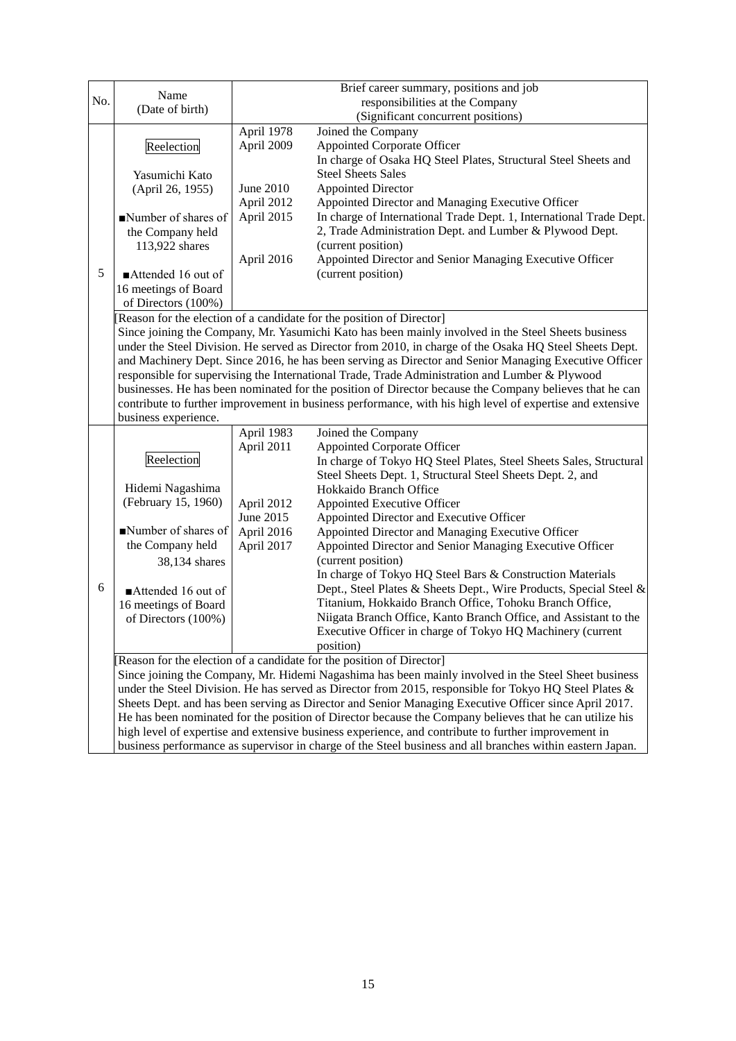| No. | Name<br>(Date of birth) | Brief career summary, positions and job responsibilities at the Company<br>(Significant concurrent positions) | |
|---|---|---|---|
| 5 | Reelection<br><br>Yasumichi Kato<br>(April 26, 1955)<br><br>■Number of shares of the Company held<br>113,922 shares<br><br>■Attended 16 out of 16 meetings of Board of Directors (100%) | April 1978<br>April 2009<br><br><br>June 2010<br>April 2012<br>April 2015<br><br><br>April 2016 | Joined the Company<br>Appointed Corporate Officer<br>In charge of Osaka HQ Steel Plates, Structural Steel Sheets and Steel Sheets Sales<br>Appointed Director<br>Appointed Director and Managing Executive Officer<br>In charge of International Trade Dept. 1, International Trade Dept. 2, Trade Administration Dept. and Lumber & Plywood Dept. (current position)<br>Appointed Director and Senior Managing Executive Officer (current position) |
| | [Reason for the election of a candidate for the position of Director]<br>Since joining the Company, Mr. Yasumichi Kato has been mainly involved in the Steel Sheets business under the Steel Division. He served as Director from 2010, in charge of the Osaka HQ Steel Sheets Dept. and Machinery Dept. Since 2016, he has been serving as Director and Senior Managing Executive Officer responsible for supervising the International Trade, Trade Administration and Lumber & Plywood businesses. He has been nominated for the position of Director because the Company believes that he can contribute to further improvement in business performance, with his high level of expertise and extensive business experience. | | |
| 6 | Reelection<br><br>Hidemi Nagashima<br>(February 15, 1960)<br><br>■Number of shares of the Company held<br>38,134 shares<br><br>■Attended 16 out of 16 meetings of Board of Directors (100%) | April 1983<br>April 2011<br><br><br><br>April 2012<br>June 2015<br>April 2016<br>April 2017 | Joined the Company<br>Appointed Corporate Officer<br>In charge of Tokyo HQ Steel Plates, Steel Sheets Sales, Structural Steel Sheets Dept. 1, Structural Steel Sheets Dept. 2, and Hokkaido Branch Office<br>Appointed Executive Officer<br>Appointed Director and Executive Officer<br>Appointed Director and Managing Executive Officer<br>Appointed Director and Senior Managing Executive Officer (current position)<br>In charge of Tokyo HQ Steel Bars & Construction Materials Dept., Steel Plates & Sheets Dept., Wire Products, Special Steel & Titanium, Hokkaido Branch Office, Tohoku Branch Office, Niigata Branch Office, Kanto Branch Office, and Assistant to the Executive Officer in charge of Tokyo HQ Machinery (current position) |
| | [Reason for the election of a candidate for the position of Director]<br>Since joining the Company, Mr. Hidemi Nagashima has been mainly involved in the Steel Sheet business under the Steel Division. He has served as Director from 2015, responsible for Tokyo HQ Steel Plates & Sheets Dept. and has been serving as Director and Senior Managing Executive Officer since April 2017. He has been nominated for the position of Director because the Company believes that he can utilize his high level of expertise and extensive business experience, and contribute to further improvement in business performance as supervisor in charge of the Steel business and all branches within eastern Japan. | | |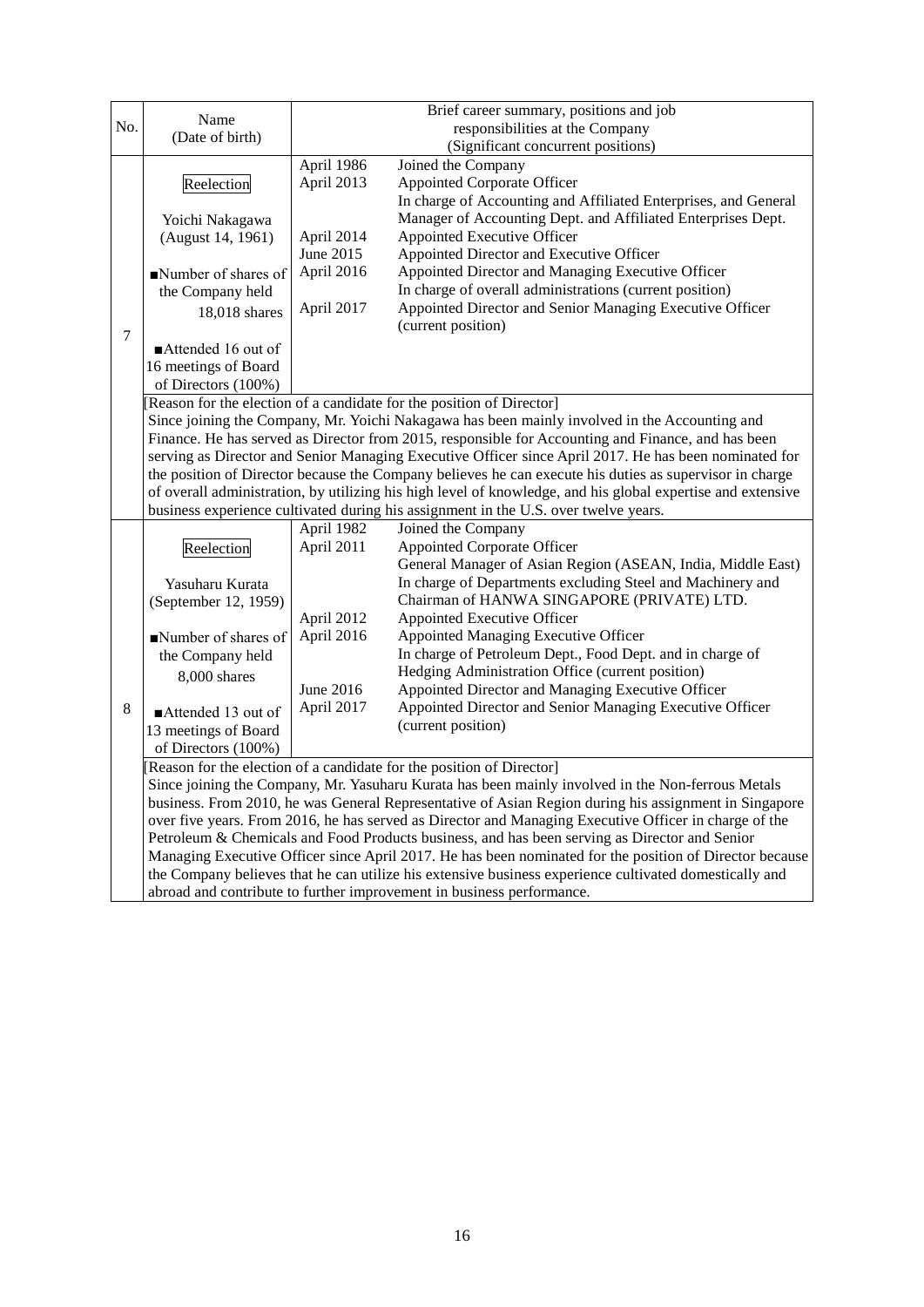| No. | Name (Date of birth) | Brief career summary, positions and job responsibilities at the Company (Significant concurrent positions) | |
|---|---|---|---|
| 7 | Reelection<br><br>Yoichi Nakagawa<br>(August 14, 1961)<br><br>■Number of shares of the Company held<br>18,018 shares<br><br>■Attended 16 out of 16 meetings of Board of Directors (100%) | April 1986<br>April 2013<br><br><br>April 2014<br>June 2015<br>April 2016<br><br>April 2017 | Joined the Company<br>Appointed Corporate Officer<br>In charge of Accounting and Affiliated Enterprises, and General Manager of Accounting Dept. and Affiliated Enterprises Dept.<br>Appointed Executive Officer<br>Appointed Director and Executive Officer<br>Appointed Director and Managing Executive Officer<br>In charge of overall administrations (current position)<br>Appointed Director and Senior Managing Executive Officer (current position) |
| | [Reason for the election of a candidate for the position of Director]<br>Since joining the Company, Mr. Yoichi Nakagawa has been mainly involved in the Accounting and Finance. He has served as Director from 2015, responsible for Accounting and Finance, and has been serving as Director and Senior Managing Executive Officer since April 2017. He has been nominated for the position of Director because the Company believes he can execute his duties as supervisor in charge of overall administration, by utilizing his high level of knowledge, and his global expertise and extensive business experience cultivated during his assignment in the U.S. over twelve years. | | |
| 8 | Reelection<br><br>Yasuharu Kurata<br>(September 12, 1959)<br><br>■Number of shares of the Company held<br>8,000 shares<br><br>■Attended 13 out of 13 meetings of Board of Directors (100%) | April 1982<br>April 2011<br><br><br><br>April 2012<br>April 2016<br><br><br>June 2016<br>April 2017 | Joined the Company<br>Appointed Corporate Officer<br>General Manager of Asian Region (ASEAN, India, Middle East)<br>In charge of Departments excluding Steel and Machinery and Chairman of HANWA SINGAPORE (PRIVATE) LTD.<br>Appointed Executive Officer<br>Appointed Managing Executive Officer<br>In charge of Petroleum Dept., Food Dept. and in charge of Hedging Administration Office (current position)<br>Appointed Director and Managing Executive Officer<br>Appointed Director and Senior Managing Executive Officer (current position) |
| | [Reason for the election of a candidate for the position of Director]<br>Since joining the Company, Mr. Yasuharu Kurata has been mainly involved in the Non-ferrous Metals business. From 2010, he was General Representative of Asian Region during his assignment in Singapore over five years. From 2016, he has served as Director and Managing Executive Officer in charge of the Petroleum & Chemicals and Food Products business, and has been serving as Director and Senior Managing Executive Officer since April 2017. He has been nominated for the position of Director because the Company believes that he can utilize his extensive business experience cultivated domestically and abroad and contribute to further improvement in business performance. | | |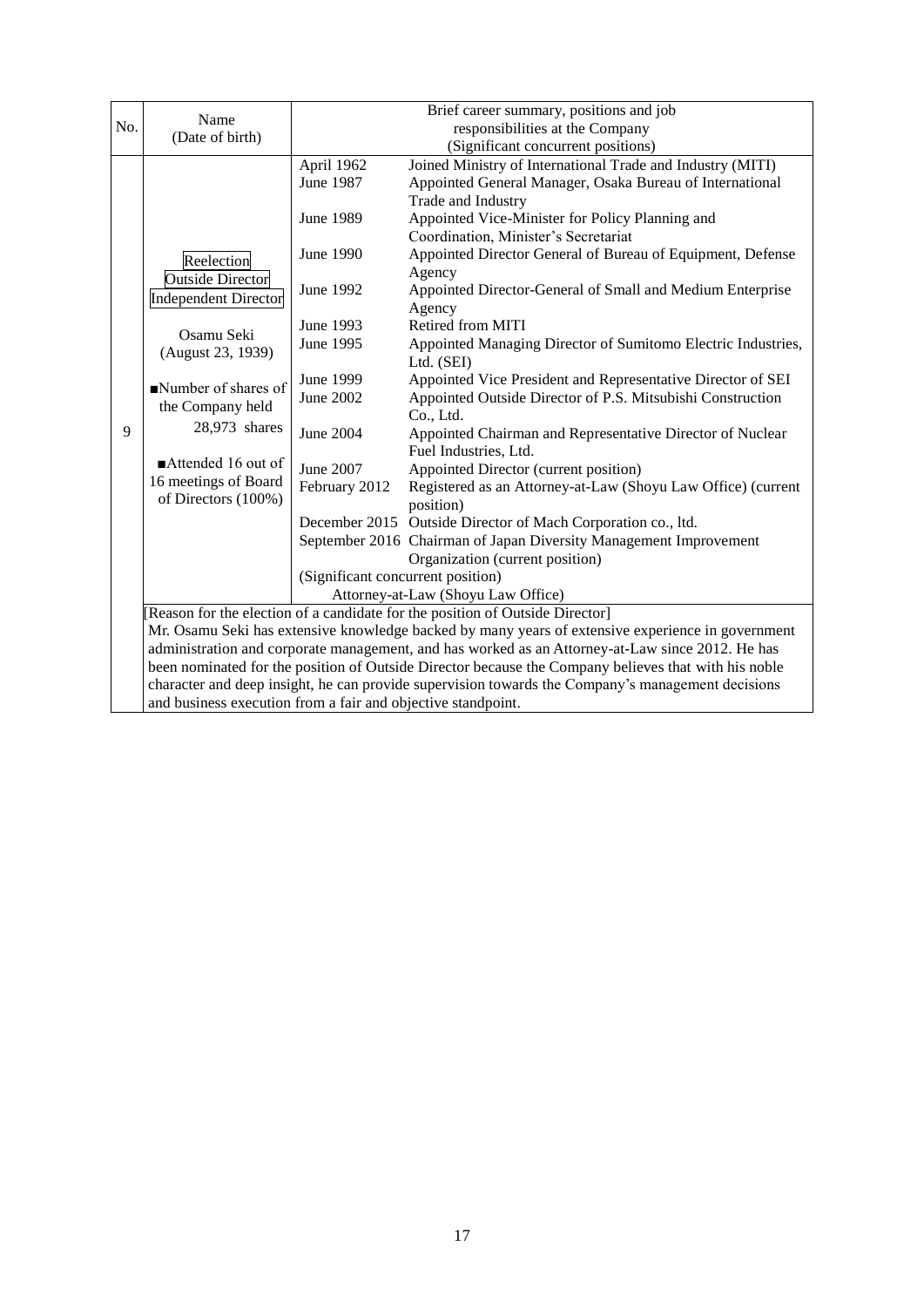| No. | Name (Date of birth) | Brief career summary, positions and job responsibilities at the Company (Significant concurrent positions) |
|---|---|---|
| 9 | Reelection<br>Outside Director<br>Independent Director<br><br>Osamu Seki<br>(August 23, 1939)<br><br>■Number of shares of the Company held<br>28,973 shares<br><br>■Attended 16 out of 16 meetings of Board of Directors (100%) | April 1962 Joined Ministry of International Trade and Industry (MITI)<br>June 1987 Appointed General Manager, Osaka Bureau of International Trade and Industry<br>June 1989 Appointed Vice-Minister for Policy Planning and Coordination, Minister's Secretariat<br>June 1990 Appointed Director General of Bureau of Equipment, Defense Agency<br>June 1992 Appointed Director-General of Small and Medium Enterprise Agency<br>June 1993 Retired from MITI<br>June 1995 Appointed Managing Director of Sumitomo Electric Industries, Ltd. (SEI)<br>June 1999 Appointed Vice President and Representative Director of SEI<br>June 2002 Appointed Outside Director of P.S. Mitsubishi Construction Co., Ltd.<br>June 2004 Appointed Chairman and Representative Director of Nuclear Fuel Industries, Ltd.<br>June 2007 Appointed Director (current position)<br>February 2012 Registered as an Attorney-at-Law (Shoyu Law Office) (current position)<br>December 2015 Outside Director of Mach Corporation co., ltd.<br>September 2016 Chairman of Japan Diversity Management Improvement Organization (current position)<br>(Significant concurrent position)<br>Attorney-at-Law (Shoyu Law Office) |
| | [Reason for the election of a candidate for the position of Outside Director]<br>Mr. Osamu Seki has extensive knowledge backed by many years of extensive experience in government administration and corporate management, and has worked as an Attorney-at-Law since 2012. He has been nominated for the position of Outside Director because the Company believes that with his noble character and deep insight, he can provide supervision towards the Company's management decisions and business execution from a fair and objective standpoint. | |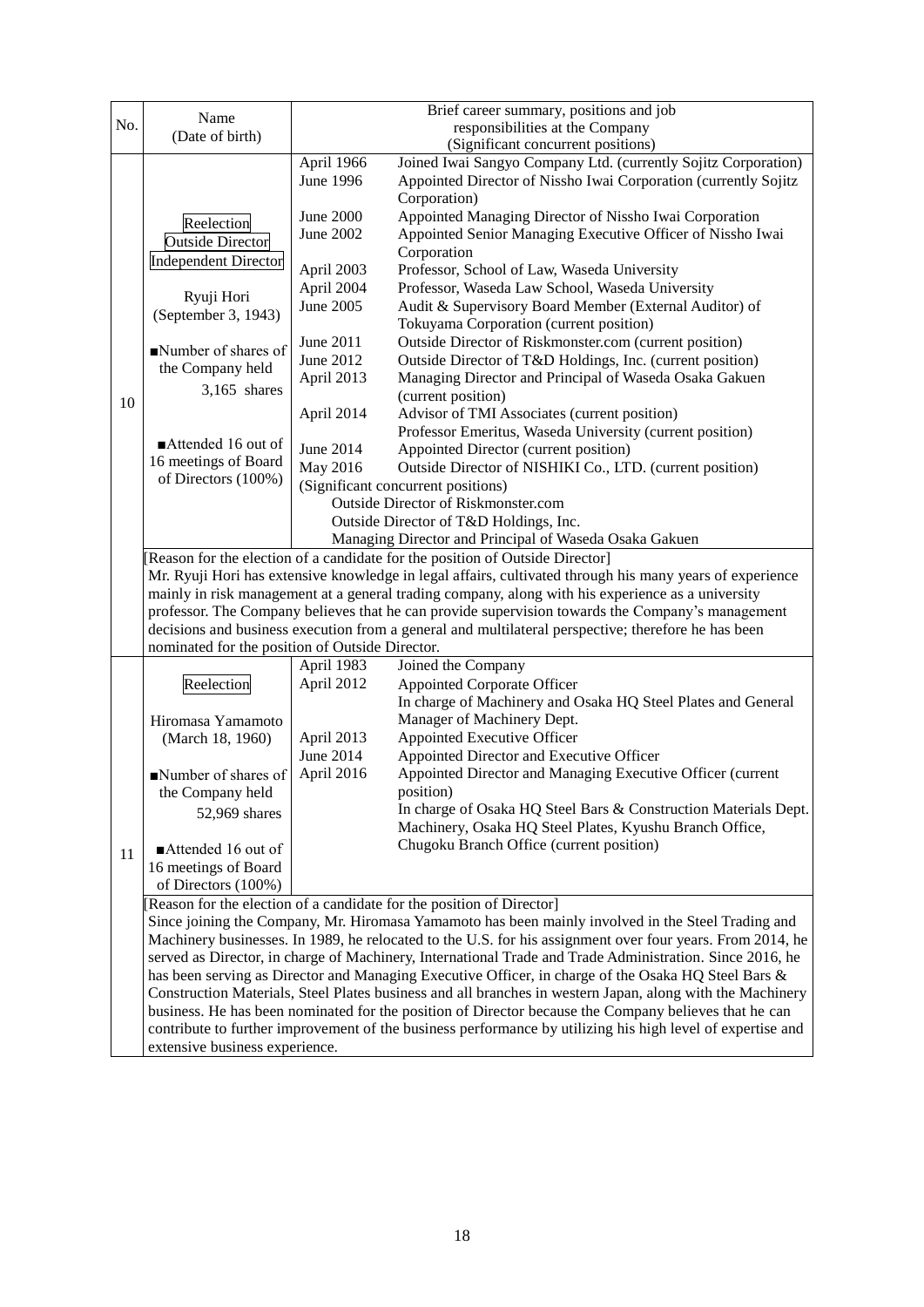| No. | Name (Date of birth) | Brief career summary, positions and job responsibilities at the Company (Significant concurrent positions) | |
|---|---|---|---|
| 10 | Reelection<br>Outside Director<br>Independent Director<br><br>Ryuji Hori<br>(September 3, 1943)<br><br>■Number of shares of the Company held<br>3,165 shares<br><br>■Attended 16 out of 16 meetings of Board of Directors (100%) | April 1966 | Joined Iwai Sangyo Company Ltd. (currently Sojitz Corporation) |
| | | June 1996 | Appointed Director of Nissho Iwai Corporation (currently Sojitz Corporation) |
| | | June 2000 | Appointed Managing Director of Nissho Iwai Corporation |
| | | June 2002 | Appointed Senior Managing Executive Officer of Nissho Iwai Corporation |
| | | April 2003 | Professor, School of Law, Waseda University |
| | | April 2004 | Professor, Waseda Law School, Waseda University |
| | | June 2005 | Audit & Supervisory Board Member (External Auditor) of Tokuyama Corporation (current position) |
| | | June 2011 | Outside Director of Riskmonster.com (current position) |
| | | June 2012 | Outside Director of T&D Holdings, Inc. (current position) |
| | | April 2013 | Managing Director and Principal of Waseda Osaka Gakuen (current position) |
| | | April 2014 | Advisor of TMI Associates (current position)<br>Professor Emeritus, Waseda University (current position) |
| | | June 2014 | Appointed Director (current position) |
| | | May 2016 | Outside Director of NISHIKI Co., LTD. (current position) |
| | | (Significant concurrent positions)<br>Outside Director of Riskmonster.com<br>Outside Director of T&D Holdings, Inc.<br>Managing Director and Principal of Waseda Osaka Gakuen | |
| | [Reason for the election of a candidate for the position of Outside Director]<br>Mr. Ryuji Hori has extensive knowledge in legal affairs, cultivated through his many years of experience mainly in risk management at a general trading company, along with his experience as a university professor. The Company believes that he can provide supervision towards the Company's management decisions and business execution from a general and multilateral perspective; therefore he has been nominated for the position of Outside Director. | | |
| 11 | Reelection<br><br>Hiromasa Yamamoto<br>(March 18, 1960)<br><br>■Number of shares of the Company held<br>52,969 shares<br><br>■Attended 16 out of 16 meetings of Board of Directors (100%) | April 1983 | Joined the Company |
| | | April 2012 | Appointed Corporate Officer<br>In charge of Machinery and Osaka HQ Steel Plates and General Manager of Machinery Dept. |
| | | April 2013 | Appointed Executive Officer |
| | | June 2014 | Appointed Director and Executive Officer |
| | | April 2016 | Appointed Director and Managing Executive Officer (current position)<br>In charge of Osaka HQ Steel Bars & Construction Materials Dept. Machinery, Osaka HQ Steel Plates, Kyushu Branch Office, Chugoku Branch Office (current position) |
| | [Reason for the election of a candidate for the position of Director]<br>Since joining the Company, Mr. Hiromasa Yamamoto has been mainly involved in the Steel Trading and Machinery businesses. In 1989, he relocated to the U.S. for his assignment over four years. From 2014, he served as Director, in charge of Machinery, International Trade and Trade Administration. Since 2016, he has been serving as Director and Managing Executive Officer, in charge of the Osaka HQ Steel Bars & Construction Materials, Steel Plates business and all branches in western Japan, along with the Machinery business. He has been nominated for the position of Director because the Company believes that he can contribute to further improvement of the business performance by utilizing his high level of expertise and extensive business experience. | | |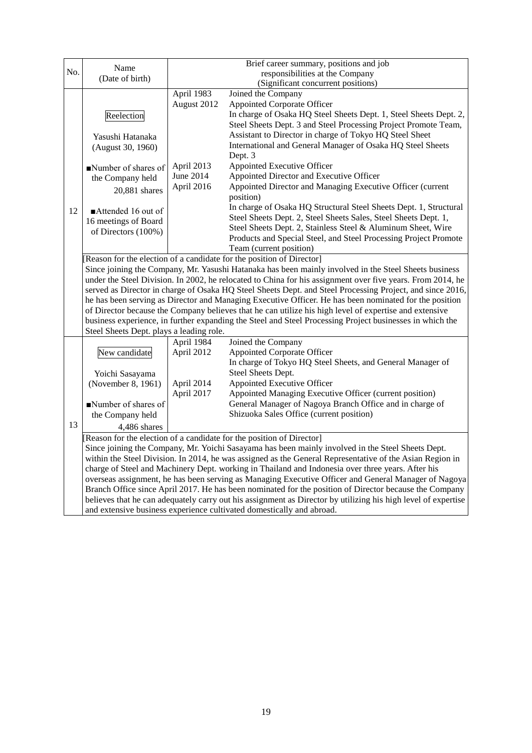| No. | Name (Date of birth) | Brief career summary, positions and job responsibilities at the Company (Significant concurrent positions) | |
|---|---|---|---|
| 12 | Reelection<br><br>Yasushi Hatanaka<br>(August 30, 1960)<br><br>■Number of shares of the Company held<br>20,881 shares<br><br>■Attended 16 out of 16 meetings of Board of Directors (100%) | April 1983<br>August 2012<br><br><br><br><br><br>April 2013<br>June 2014<br>April 2016 | Joined the Company<br>Appointed Corporate Officer<br>In charge of Osaka HQ Steel Sheets Dept. 1, Steel Sheets Dept. 2, Steel Sheets Dept. 3 and Steel Processing Project Promote Team, Assistant to Director in charge of Tokyo HQ Steel Sheet International and General Manager of Osaka HQ Steel Sheets Dept. 3<br>Appointed Executive Officer<br>Appointed Director and Executive Officer<br>Appointed Director and Managing Executive Officer (current position)<br>In charge of Osaka HQ Structural Steel Sheets Dept. 1, Structural Steel Sheets Dept. 2, Steel Sheets Sales, Steel Sheets Dept. 1, Steel Sheets Dept. 2, Stainless Steel & Aluminum Sheet, Wire Products and Special Steel, and Steel Processing Project Promote Team (current position) |
| | [Reason for the election of a candidate for the position of Director]<br>Since joining the Company, Mr. Yasushi Hatanaka has been mainly involved in the Steel Sheets business under the Steel Division. In 2002, he relocated to China for his assignment over five years. From 2014, he served as Director in charge of Osaka HQ Steel Sheets Dept. and Steel Processing Project, and since 2016, he has been serving as Director and Managing Executive Officer. He has been nominated for the position of Director because the Company believes that he can utilize his high level of expertise and extensive business experience, in further expanding the Steel and Steel Processing Project businesses in which the Steel Sheets Dept. plays a leading role. | | |
| 13 | New candidate<br><br>Yoichi Sasayama<br>(November 8, 1961)<br><br>■Number of shares of the Company held<br>4,486 shares | April 1984<br>April 2012<br><br><br>April 2014<br>April 2017 | Joined the Company<br>Appointed Corporate Officer<br>In charge of Tokyo HQ Steel Sheets, and General Manager of Steel Sheets Dept.<br>Appointed Executive Officer<br>Appointed Managing Executive Officer (current position)<br>General Manager of Nagoya Branch Office and in charge of Shizuoka Sales Office (current position) |
| | [Reason for the election of a candidate for the position of Director]<br>Since joining the Company, Mr. Yoichi Sasayama has been mainly involved in the Steel Sheets Dept. within the Steel Division. In 2014, he was assigned as the General Representative of the Asian Region in charge of Steel and Machinery Dept. working in Thailand and Indonesia over three years. After his overseas assignment, he has been serving as Managing Executive Officer and General Manager of Nagoya Branch Office since April 2017. He has been nominated for the position of Director because the Company believes that he can adequately carry out his assignment as Director by utilizing his high level of expertise and extensive business experience cultivated domestically and abroad. | | |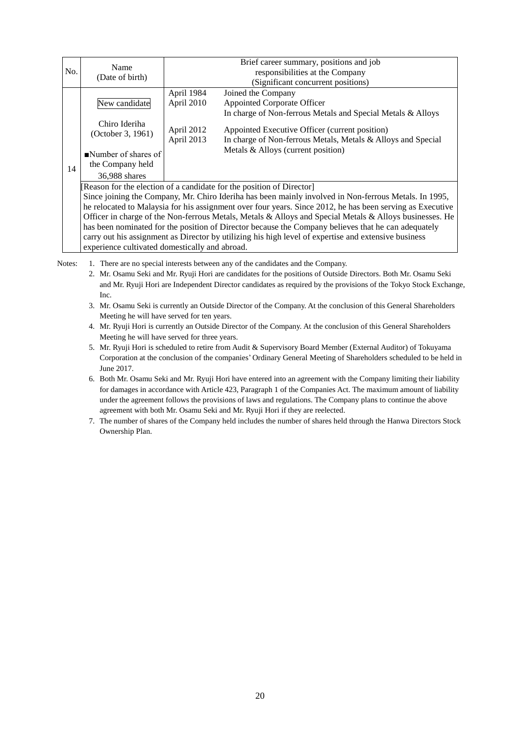| No. | Name (Date of birth) | Brief career summary, positions and job responsibilities at the Company (Significant concurrent positions) | |
|---|---|---|---|
| 14 | New candidate<br><br>Chiro Ideriha (October 3, 1961)<br><br>■Number of shares of the Company held<br>36,988 shares | April 1984 | Joined the Company |
| | | April 2010 | Appointed Corporate Officer<br>In charge of Non-ferrous Metals and Special Metals & Alloys |
| | | April 2012 | Appointed Executive Officer (current position) |
| | | April 2013 | In charge of Non-ferrous Metals, Metals & Alloys and Special Metals & Alloys (current position) |
| | [Reason for the election of a candidate for the position of Director]<br>Since joining the Company, Mr. Chiro Ideriha has been mainly involved in Non-ferrous Metals. In 1995, he relocated to Malaysia for his assignment over four years. Since 2012, he has been serving as Executive Officer in charge of the Non-ferrous Metals, Metals & Alloys and Special Metals & Alloys businesses. He has been nominated for the position of Director because the Company believes that he can adequately carry out his assignment as Director by utilizing his high level of expertise and extensive business experience cultivated domestically and abroad. | | |

Notes:
1. There are no special interests between any of the candidates and the Company.
2. Mr. Osamu Seki and Mr. Ryuji Hori are candidates for the positions of Outside Directors. Both Mr. Osamu Seki and Mr. Ryuji Hori are Independent Director candidates as required by the provisions of the Tokyo Stock Exchange, Inc.
3. Mr. Osamu Seki is currently an Outside Director of the Company. At the conclusion of this General Shareholders Meeting he will have served for ten years.
4. Mr. Ryuji Hori is currently an Outside Director of the Company. At the conclusion of this General Shareholders Meeting he will have served for three years.
5. Mr. Ryuji Hori is scheduled to retire from Audit & Supervisory Board Member (External Auditor) of Tokuyama Corporation at the conclusion of the companies' Ordinary General Meeting of Shareholders scheduled to be held in June 2017.
6. Both Mr. Osamu Seki and Mr. Ryuji Hori have entered into an agreement with the Company limiting their liability for damages in accordance with Article 423, Paragraph 1 of the Companies Act. The maximum amount of liability under the agreement follows the provisions of laws and regulations. The Company plans to continue the above agreement with both Mr. Osamu Seki and Mr. Ryuji Hori if they are reelected.
7. The number of shares of the Company held includes the number of shares held through the Hanwa Directors Stock Ownership Plan.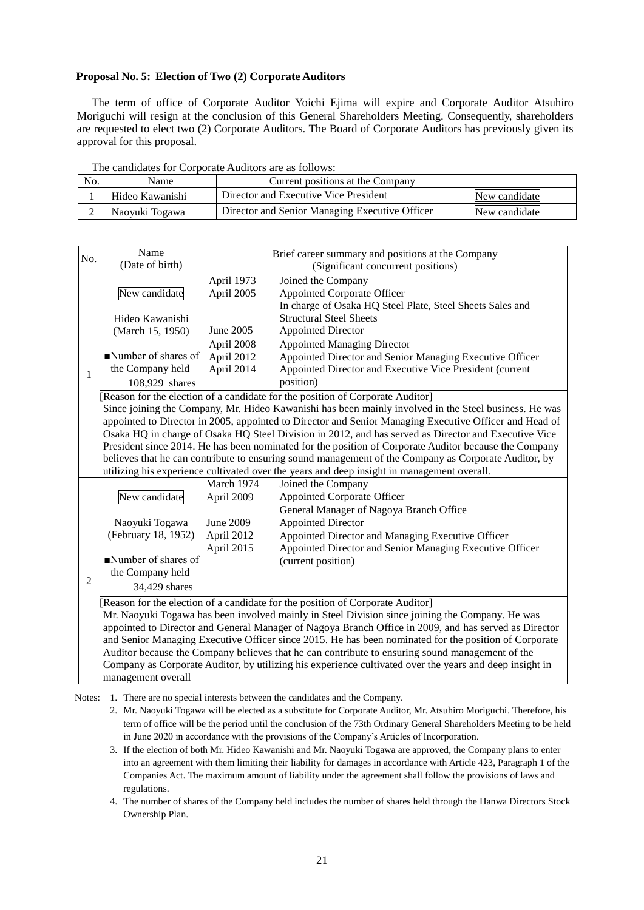**Proposal No. 5: Election of Two (2) Corporate Auditors**

The term of office of Corporate Auditor Yoichi Ejima will expire and Corporate Auditor Atsuhiro Moriguchi will resign at the conclusion of this General Shareholders Meeting. Consequently, shareholders are requested to elect two (2) Corporate Auditors. The Board of Corporate Auditors has previously given its approval for this proposal.

The candidates for Corporate Auditors are as follows:

| No. | Name | Current positions at the Company | |
|---|---|---|---|
| 1 | Hideo Kawanishi | Director and Executive Vice President | New candidate |
| 2 | Naoyuki Togawa | Director and Senior Managing Executive Officer | New candidate |

| No. | Name (Date of birth) | Brief career summary and positions at the Company (Significant concurrent positions) | |
|---|---|---|---|
| 1 | New candidate<br><br>Hideo Kawanishi<br>(March 15, 1950)<br><br>■Number of shares of the Company held<br>108,929 shares | April 1973 | Joined the Company |
| | | April 2005 | Appointed Corporate Officer<br>In charge of Osaka HQ Steel Plate, Steel Sheets Sales and Structural Steel Sheets |
| | | June 2005 | Appointed Director |
| | | April 2008 | Appointed Managing Director |
| | | April 2012 | Appointed Director and Senior Managing Executive Officer |
| | | April 2014 | Appointed Director and Executive Vice President (current position) |
| | [Reason for the election of a candidate for the position of Corporate Auditor]<br>Since joining the Company, Mr. Hideo Kawanishi has been mainly involved in the Steel business. He was appointed to Director in 2005, appointed to Director and Senior Managing Executive Officer and Head of Osaka HQ in charge of Osaka HQ Steel Division in 2012, and has served as Director and Executive Vice President since 2014. He has been nominated for the position of Corporate Auditor because the Company believes that he can contribute to ensuring sound management of the Company as Corporate Auditor, by utilizing his experience cultivated over the years and deep insight in management overall. | | |
| 2 | New candidate<br><br>Naoyuki Togawa<br>(February 18, 1952)<br><br>■Number of shares of the Company held<br>34,429 shares | March 1974 | Joined the Company |
| | | April 2009 | Appointed Corporate Officer<br>General Manager of Nagoya Branch Office |
| | | June 2009 | Appointed Director |
| | | April 2012 | Appointed Director and Managing Executive Officer |
| | | April 2015 | Appointed Director and Senior Managing Executive Officer (current position) |
| | [Reason for the election of a candidate for the position of Corporate Auditor]<br>Mr. Naoyuki Togawa has been involved mainly in Steel Division since joining the Company. He was appointed to Director and General Manager of Nagoya Branch Office in 2009, and has served as Director and Senior Managing Executive Officer since 2015. He has been nominated for the position of Corporate Auditor because the Company believes that he can contribute to ensuring sound management of the Company as Corporate Auditor, by utilizing his experience cultivated over the years and deep insight in management overall | | |

Notes:
1. There are no special interests between the candidates and the Company.
2. Mr. Naoyuki Togawa will be elected as a substitute for Corporate Auditor, Mr. Atsuhiro Moriguchi. Therefore, his term of office will be the period until the conclusion of the 73th Ordinary General Shareholders Meeting to be held in June 2020 in accordance with the provisions of the Company's Articles of Incorporation.
3. If the election of both Mr. Hideo Kawanishi and Mr. Naoyuki Togawa are approved, the Company plans to enter into an agreement with them limiting their liability for damages in accordance with Article 423, Paragraph 1 of the Companies Act. The maximum amount of liability under the agreement shall follow the provisions of laws and regulations.
4. The number of shares of the Company held includes the number of shares held through the Hanwa Directors Stock Ownership Plan.